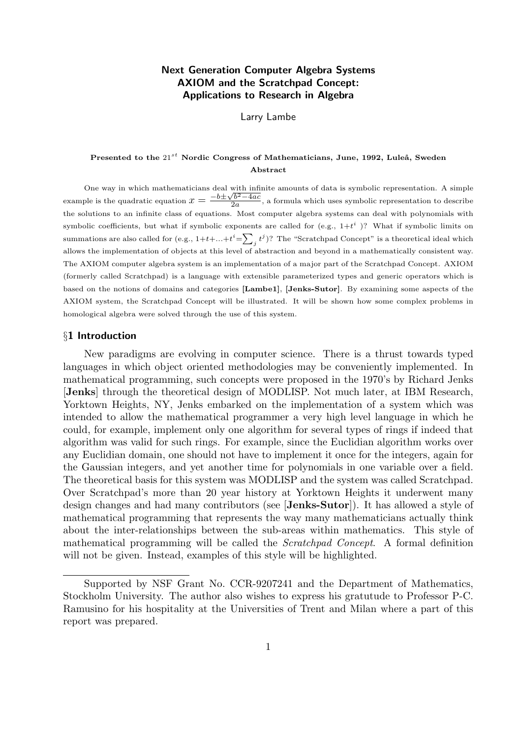# Next Generation Computer Algebra Systems AXIOM and the Scratchpad Concept: Applications to Research in Algebra

Larry Lambe

**Presented to the $21^{st}$ Nordic Congress of Mathematicians, June, 1992, Luleå, Sweden**

**Abstract**

One way in which mathematicians deal with infinite amounts of data is symbolic representation. A simple example is the quadratic equation $x = \frac{-b \pm \sqrt{b^2-4ac}}{2a}$, a formula which uses symbolic representation to describe the solutions to an infinite class of equations. Most computer algebra systems can deal with polynomials with symbolic coefficients, but what if symbolic exponents are called for (e.g., $1+t^i$)? What if symbolic limits on summations are also called for (e.g., $1+t+\ldots+t^i=\sum_j t^j$)? The "Scratchpad Concept" is a theoretical ideal which allows the implementation of objects at this level of abstraction and beyond in a mathematically consistent way. The AXIOM computer algebra system is an implementation of a major part of the Scratchpad Concept. AXIOM (formerly called Scratchpad) is a language with extensible parameterized types and generic operators which is based on the notions of domains and categories [**Lambe1**], [**Jenks-Sutor**]. By examining some aspects of the AXIOM system, the Scratchpad Concept will be illustrated. It will be shown how some complex problems in homological algebra were solved through the use of this system.

## §1 Introduction

New paradigms are evolving in computer science. There is a thrust towards typed languages in which object oriented methodologies may be conveniently implemented. In mathematical programming, such concepts were proposed in the 1970's by Richard Jenks [**Jenks**] through the theoretical design of MODLISP. Not much later, at IBM Research, Yorktown Heights, NY, Jenks embarked on the implementation of a system which was intended to allow the mathematical programmer a very high level language in which he could, for example, implement only one algorithm for several types of rings if indeed that algorithm was valid for such rings. For example, since the Euclidian algorithm works over any Euclidian domain, one should not have to implement it once for the integers, again for the Gaussian integers, and yet another time for polynomials in one variable over a field. The theoretical basis for this system was MODLISP and the system was called Scratchpad. Over Scratchpad's more than 20 year history at Yorktown Heights it underwent many design changes and had many contributors (see [**Jenks-Sutor**]). It has allowed a style of mathematical programming that represents the way many mathematicians actually think about the inter-relationships between the sub-areas within mathematics. This style of mathematical programming will be called the *Scratchpad Concept*. A formal definition will not be given. Instead, examples of this style will be highlighted.

---

Supported by NSF Grant No. CCR-9207241 and the Department of Mathematics, Stockholm University. The author also wishes to express his gratutude to Professor P-C. Ramusino for his hospitality at the Universities of Trent and Milan where a part of this report was prepared.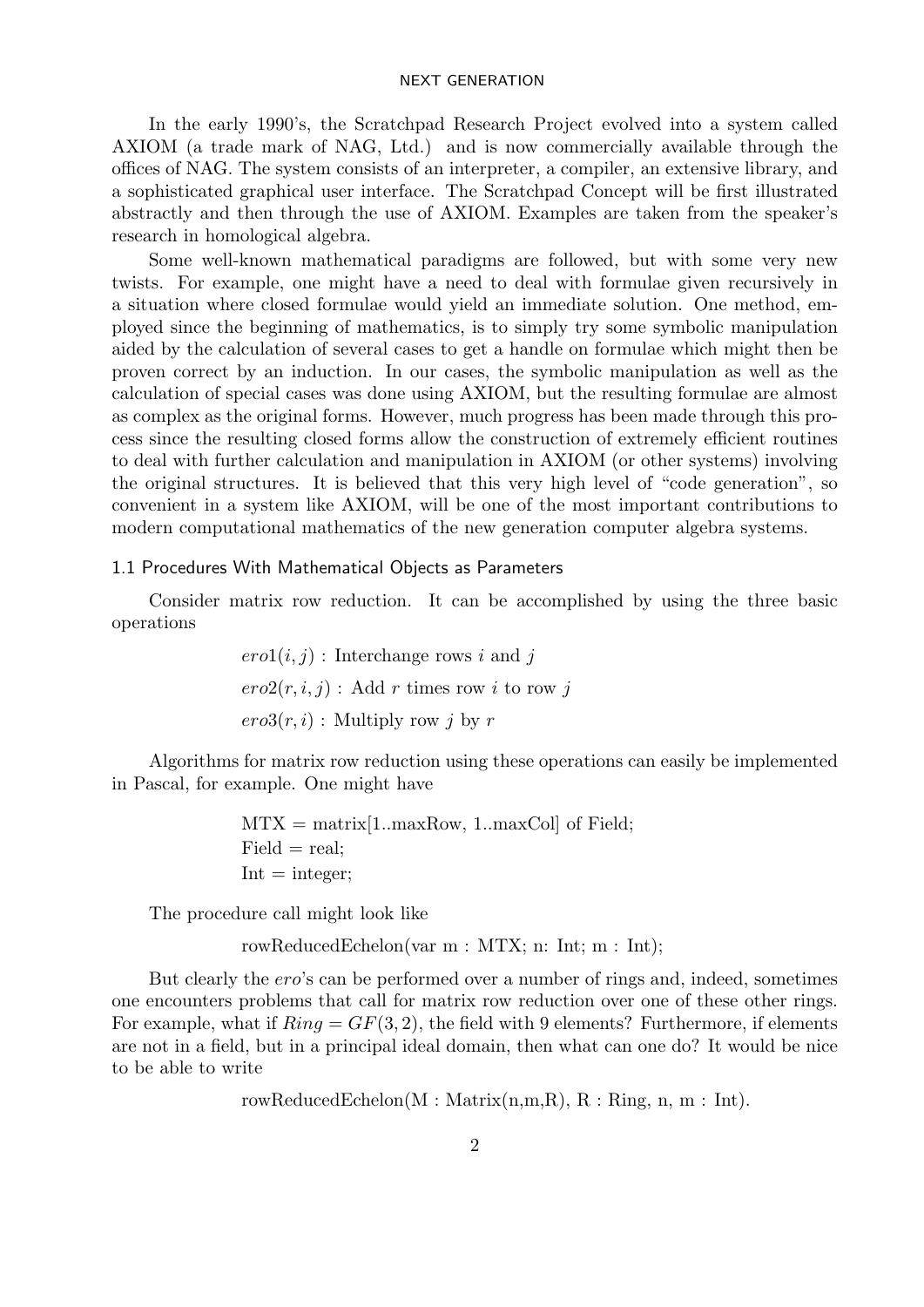In the early 1990's, the Scratchpad Research Project evolved into a system called AXIOM (a trade mark of NAG, Ltd.) and is now commercially available through the offices of NAG. The system consists of an interpreter, a compiler, an extensive library, and a sophisticated graphical user interface. The Scratchpad Concept will be first illustrated abstractly and then through the use of AXIOM. Examples are taken from the speaker's research in homological algebra.

Some well-known mathematical paradigms are followed, but with some very new twists. For example, one might have a need to deal with formulae given recursively in a situation where closed formulae would yield an immediate solution. One method, employed since the beginning of mathematics, is to simply try some symbolic manipulation aided by the calculation of several cases to get a handle on formulae which might then be proven correct by an induction. In our cases, the symbolic manipulation as well as the calculation of special cases was done using AXIOM, but the resulting formulae are almost as complex as the original forms. However, much progress has been made through this process since the resulting closed forms allow the construction of extremely efficient routines to deal with further calculation and manipulation in AXIOM (or other systems) involving the original structures. It is believed that this very high level of "code generation", so convenient in a system like AXIOM, will be one of the most important contributions to modern computational mathematics of the new generation computer algebra systems.

### 1.1 Procedures With Mathematical Objects as Parameters

Consider matrix row reduction. It can be accomplished by using the three basic operations

$ero1(i, j)$ : Interchange rows $i$ and $j$

$ero2(r, i, j)$ : Add $r$ times row $i$ to row $j$

$ero3(r, i)$ : Multiply row $j$ by $r$

Algorithms for matrix row reduction using these operations can easily be implemented in Pascal, for example. One might have

```
MTX = matrix[1..maxRow, 1..maxCol] of Field;
Field = real;
Int = integer;
```

The procedure call might look like

```
rowReducedEchelon(var m : MTX; n: Int; m : Int);
```

But clearly the *ero*'s can be performed over a number of rings and, indeed, sometimes one encounters problems that call for matrix row reduction over one of these other rings. For example, what if $Ring = GF(3, 2)$, the field with 9 elements? Furthermore, if elements are not in a field, but in a principal ideal domain, then what can one do? It would be nice to be able to write

```
rowReducedEchelon(M : Matrix(n,m,R), R : Ring, n, m : Int).
```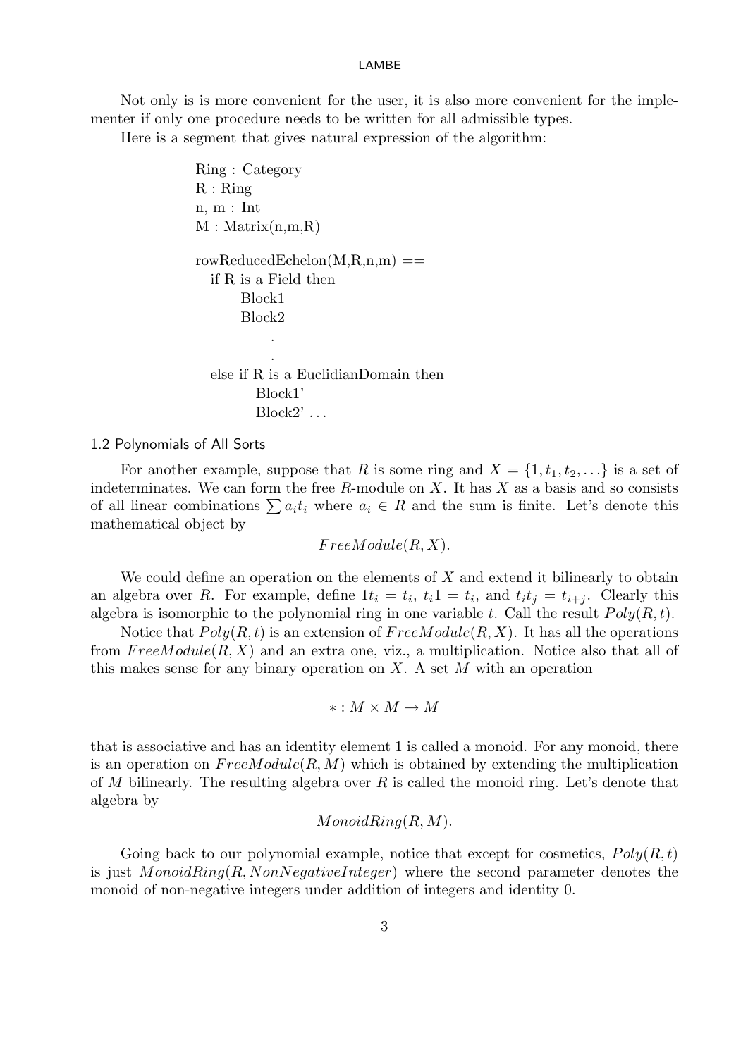Not only is is more convenient for the user, it is also more convenient for the implementer if only one procedure needs to be written for all admissible types.

Here is a segment that gives natural expression of the algorithm:

```
Ring : Category
R : Ring
n, m : Int
M : Matrix(n,m,R)

rowReducedEchelon(M,R,n,m) ==
  if R is a Field then
      Block1
      Block2
         .
         .
  else if R is a EuclidianDomain then
      Block1'
      Block2' ...
```

### 1.2 Polynomials of All Sorts

For another example, suppose that $R$ is some ring and $X = \{1, t_1, t_2, \ldots\}$ is a set of indeterminates. We can form the free $R$-module on $X$. It has $X$ as a basis and so consists of all linear combinations $\sum a_i t_i$ where $a_i \in R$ and the sum is finite. Let's denote this mathematical object by

$$FreeModule(R, X).$$

We could define an operation on the elements of $X$ and extend it bilinearly to obtain an algebra over $R$. For example, define $1t_i = t_i$, $t_i 1 = t_i$, and $t_i t_j = t_{i+j}$. Clearly this algebra is isomorphic to the polynomial ring in one variable $t$. Call the result $Poly(R, t)$.

Notice that $Poly(R, t)$ is an extension of $FreeModule(R, X)$. It has all the operations from $FreeModule(R, X)$ and an extra one, viz., a multiplication. Notice also that all of this makes sense for any binary operation on $X$. A set $M$ with an operation

$$* : M \times M \to M$$

that is associative and has an identity element 1 is called a monoid. For any monoid, there is an operation on $FreeModule(R, M)$ which is obtained by extending the multiplication of $M$ bilinearly. The resulting algebra over $R$ is called the monoid ring. Let's denote that algebra by

$$MonoidRing(R, M).$$

Going back to our polynomial example, notice that except for cosmetics, $Poly(R, t)$ is just $MonoidRing(R, NonNegativeInteger)$ where the second parameter denotes the monoid of non-negative integers under addition of integers and identity 0.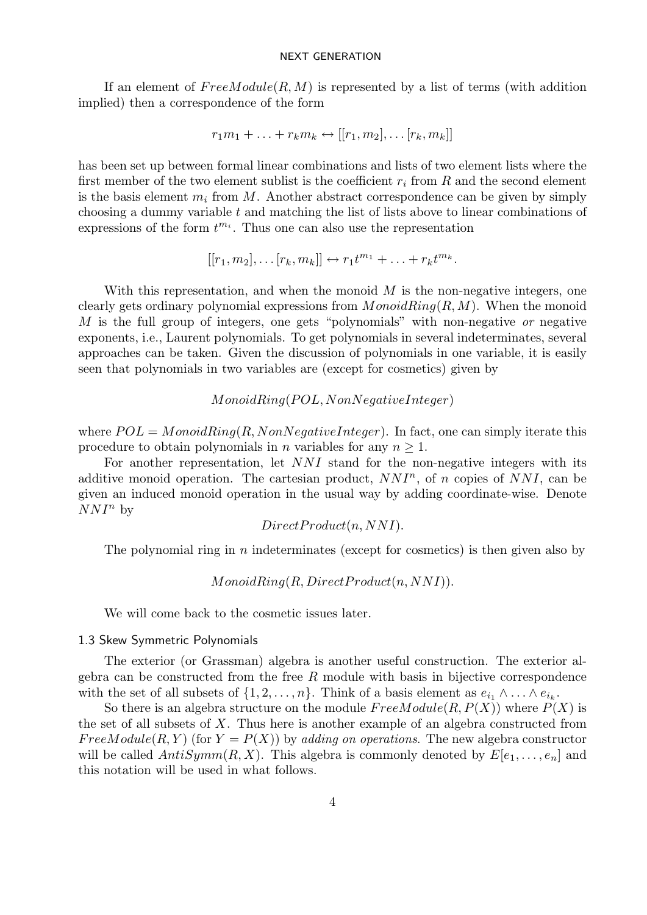If an element of $FreeModule(R, M)$ is represented by a list of terms (with addition implied) then a correspondence of the form

$$r_1 m_1 + \ldots + r_k m_k \leftrightarrow [[r_1, m_2], \ldots [r_k, m_k]]$$

has been set up between formal linear combinations and lists of two element lists where the first member of the two element sublist is the coefficient $r_i$ from $R$ and the second element is the basis element $m_i$ from $M$. Another abstract correspondence can be given by simply choosing a dummy variable $t$ and matching the list of lists above to linear combinations of expressions of the form $t^{m_i}$. Thus one can also use the representation

$$[[r_1, m_2], \ldots [r_k, m_k]] \leftrightarrow r_1 t^{m_1} + \ldots + r_k t^{m_k}.$$

With this representation, and when the monoid $M$ is the non-negative integers, one clearly gets ordinary polynomial expressions from $MonoidRing(R, M)$. When the monoid $M$ is the full group of integers, one gets "polynomials" with non-negative *or* negative exponents, i.e., Laurent polynomials. To get polynomials in several indeterminates, several approaches can be taken. Given the discussion of polynomials in one variable, it is easily seen that polynomials in two variables are (except for cosmetics) given by

$$MonoidRing(POL, NonNegativeInteger)$$

where $POL = MonoidRing(R, NonNegativeInteger)$. In fact, one can simply iterate this procedure to obtain polynomials in $n$ variables for any $n \geq 1$.

For another representation, let $NNI$ stand for the non-negative integers with its additive monoid operation. The cartesian product, $NNI^n$, of $n$ copies of $NNI$, can be given an induced monoid operation in the usual way by adding coordinate-wise. Denote $NNI^n$ by

$$DirectProduct(n, NNI).$$

The polynomial ring in $n$ indeterminates (except for cosmetics) is then given also by

$$MonoidRing(R, DirectProduct(n, NNI)).$$

We will come back to the cosmetic issues later.

### 1.3 Skew Symmetric Polynomials

The exterior (or Grassman) algebra is another useful construction. The exterior algebra can be constructed from the free $R$ module with basis in bijective correspondence with the set of all subsets of $\{1, 2, \ldots, n\}$. Think of a basis element as $e_{i_1} \wedge \ldots \wedge e_{i_k}$.

So there is an algebra structure on the module $FreeModule(R, P(X))$ where $P(X)$ is the set of all subsets of $X$. Thus here is another example of an algebra constructed from $FreeModule(R, Y)$ (for $Y = P(X)$) by *adding on operations*. The new algebra constructor will be called $AntiSymm(R, X)$. This algebra is commonly denoted by $E[e_1, \ldots, e_n]$ and this notation will be used in what follows.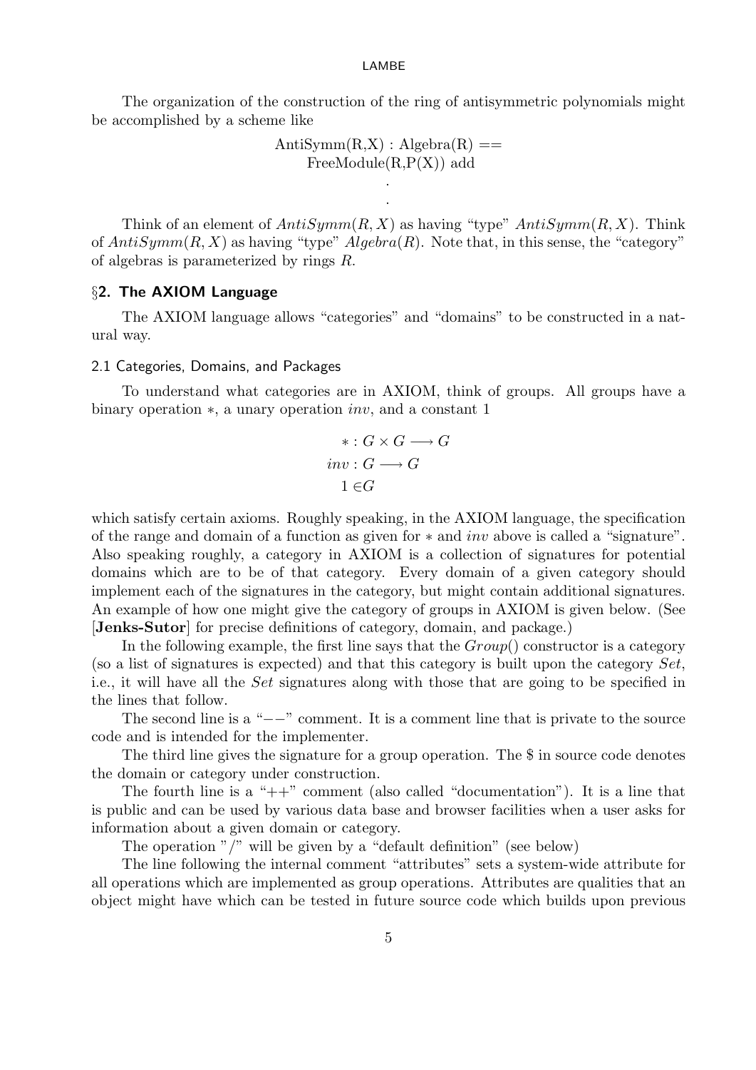The organization of the construction of the ring of antisymmetric polynomials might be accomplished by a scheme like

```
AntiSymm(R,X) : Algebra(R) ==
    FreeModule(R,P(X)) add
        .
        .
```

Think of an element of $AntiSymm(R, X)$ as having "type" $AntiSymm(R, X)$. Think of $AntiSymm(R, X)$ as having "type" $Algebra(R)$. Note that, in this sense, the "category" of algebras is parameterized by rings $R$.

## §2. The AXIOM Language

The AXIOM language allows "categories" and "domains" to be constructed in a natural way.

### 2.1 Categories, Domains, and Packages

To understand what categories are in AXIOM, think of groups. All groups have a binary operation $*$, a unary operation $inv$, and a constant 1

$$
\begin{aligned}
* : G \times G &\longrightarrow G \\
inv : G &\longrightarrow G \\
1 &\in G
\end{aligned}
$$

which satisfy certain axioms. Roughly speaking, in the AXIOM language, the specification of the range and domain of a function as given for $*$ and $inv$ above is called a "signature". Also speaking roughly, a category in AXIOM is a collection of signatures for potential domains which are to be of that category. Every domain of a given category should implement each of the signatures in the category, but might contain additional signatures. An example of how one might give the category of groups in AXIOM is given below. (See [**Jenks-Sutor**] for precise definitions of category, domain, and package.)

In the following example, the first line says that the $Group()$ constructor is a category (so a list of signatures is expected) and that this category is built upon the category $Set$, i.e., it will have all the $Set$ signatures along with those that are going to be specified in the lines that follow.

The second line is a "$--$" comment. It is a comment line that is private to the source code and is intended for the implementer.

The third line gives the signature for a group operation. The $ in source code denotes the domain or category under construction.

The fourth line is a "++" comment (also called "documentation"). It is a line that is public and can be used by various data base and browser facilities when a user asks for information about a given domain or category.

The operation "/" will be given by a "default definition" (see below)

The line following the internal comment "attributes" sets a system-wide attribute for all operations which are implemented as group operations. Attributes are qualities that an object might have which can be tested in future source code which builds upon previous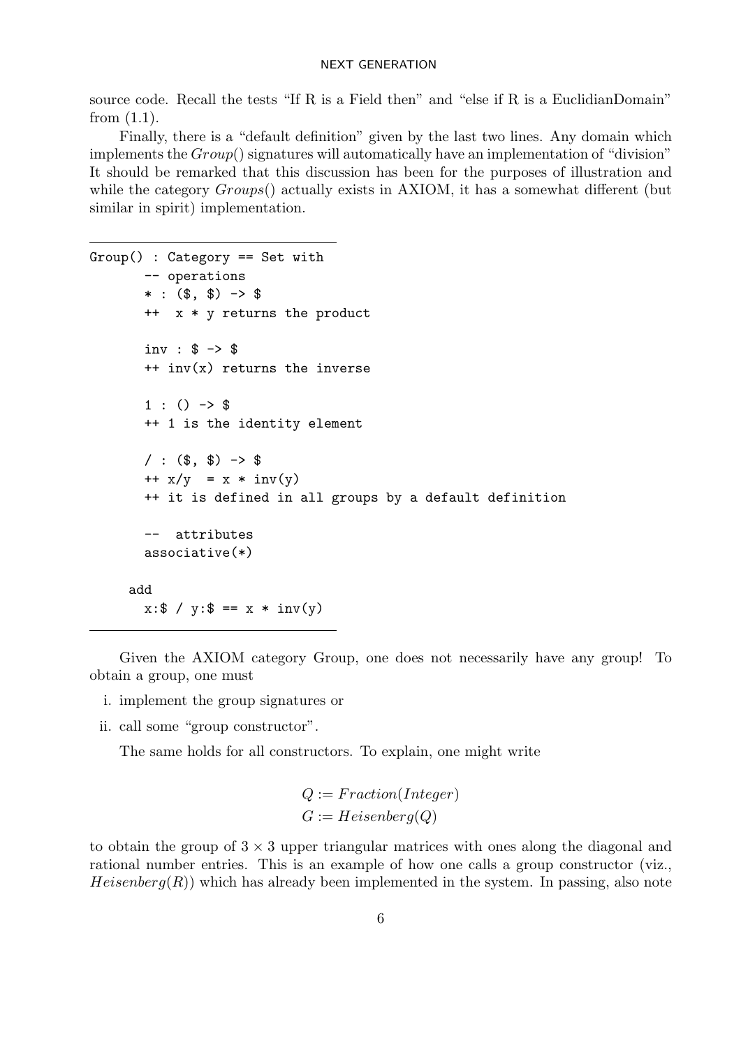source code. Recall the tests "If R is a Field then" and "else if R is a EuclidianDomain" from (1.1).

Finally, there is a "default definition" given by the last two lines. Any domain which implements the *Group*() signatures will automatically have an implementation of "division" It should be remarked that this discussion has been for the purposes of illustration and while the category *Groups*() actually exists in AXIOM, it has a somewhat different (but similar in spirit) implementation.

```
Group() : Category == Set with
       -- operations
       * : ($, $) -> $
       ++  x * y returns the product

       inv : $ -> $
       ++ inv(x) returns the inverse

       1 : () -> $
       ++ 1 is the identity element

       / : ($, $) -> $
       ++ x/y  = x * inv(y)
       ++ it is defined in all groups by a default definition

       --  attributes
       associative(*)

     add
       x:$ / y:$ == x * inv(y)
```

Given the AXIOM category Group, one does not necessarily have any group! To obtain a group, one must

i. implement the group signatures or
ii. call some "group constructor".

The same holds for all constructors. To explain, one might write

$$Q := Fraction(Integer)$$
$$G := Heisenberg(Q)$$

to obtain the group of $3 \times 3$ upper triangular matrices with ones along the diagonal and rational number entries. This is an example of how one calls a group constructor (viz., $Heisenberg(R)$) which has already been implemented in the system. In passing, also note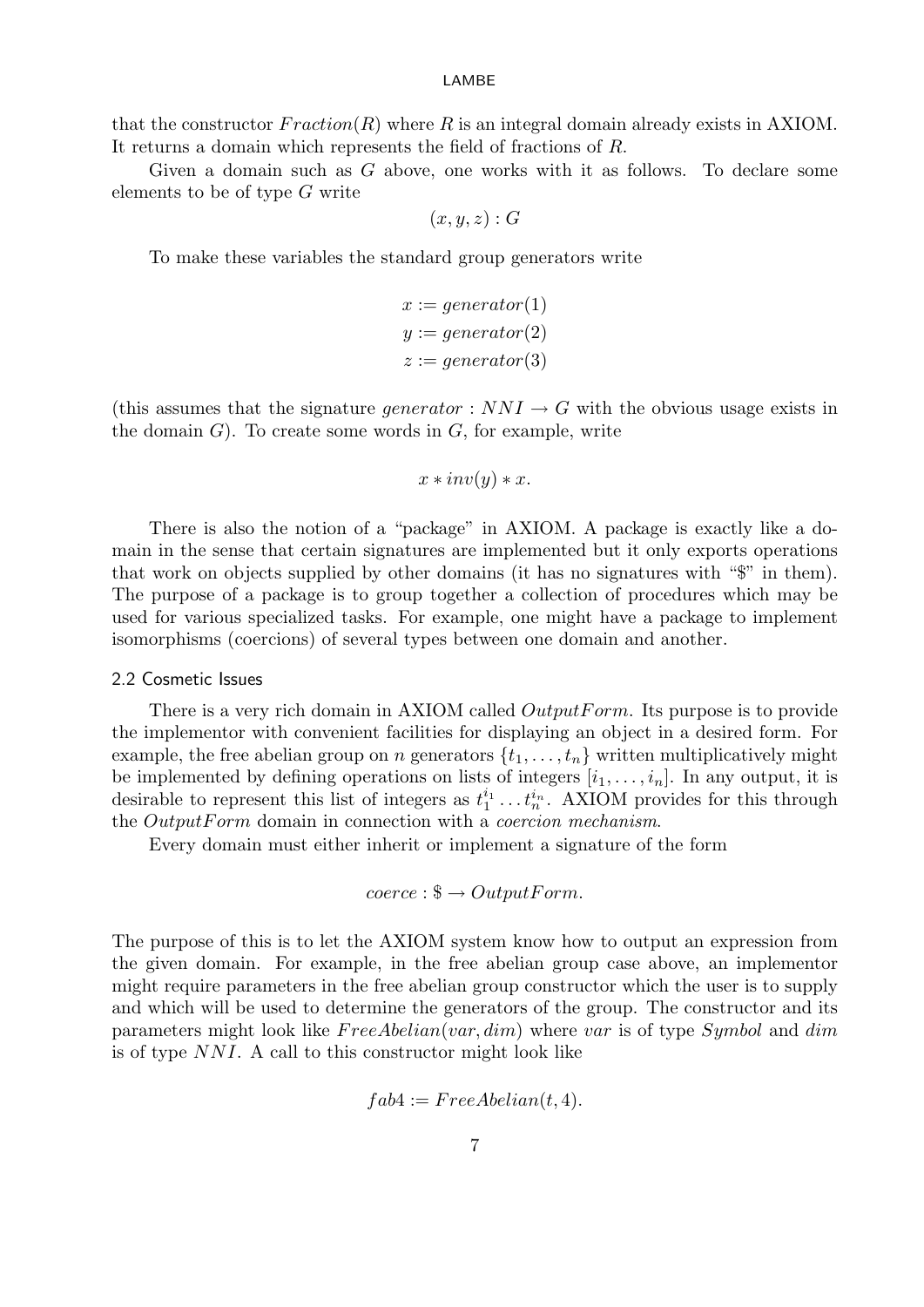that the constructor $Fraction(R)$ where $R$ is an integral domain already exists in AXIOM. It returns a domain which represents the field of fractions of $R$.

Given a domain such as $G$ above, one works with it as follows. To declare some elements to be of type $G$ write

$$(x, y, z) : G$$

To make these variables the standard group generators write

$$x := generator(1)$$
$$y := generator(2)$$
$$z := generator(3)$$

(this assumes that the signature $generator : NNI \to G$ with the obvious usage exists in the domain $G$). To create some words in $G$, for example, write

$$x * inv(y) * x.$$

There is also the notion of a "package" in AXIOM. A package is exactly like a domain in the sense that certain signatures are implemented but it only exports operations that work on objects supplied by other domains (it has no signatures with "$" in them). The purpose of a package is to group together a collection of procedures which may be used for various specialized tasks. For example, one might have a package to implement isomorphisms (coercions) of several types between one domain and another.

### 2.2 Cosmetic Issues

There is a very rich domain in AXIOM called $OutputForm$. Its purpose is to provide the implementor with convenient facilities for displaying an object in a desired form. For example, the free abelian group on $n$ generators $\{t_1, \ldots, t_n\}$ written multiplicatively might be implemented by defining operations on lists of integers $[i_1, \ldots, i_n]$. In any output, it is desirable to represent this list of integers as $t_1^{i_1} \ldots t_n^{i_n}$. AXIOM provides for this through the $OutputForm$ domain in connection with a *coercion mechanism*.

Every domain must either inherit or implement a signature of the form

$$coerce : \$ \to OutputForm.$$

The purpose of this is to let the AXIOM system know how to output an expression from the given domain. For example, in the free abelian group case above, an implementor might require parameters in the free abelian group constructor which the user is to supply and which will be used to determine the generators of the group. The constructor and its parameters might look like $FreeAbelian(var, dim)$ where $var$ is of type $Symbol$ and $dim$ is of type $NNI$. A call to this constructor might look like

$$fab4 := FreeAbelian(t, 4).$$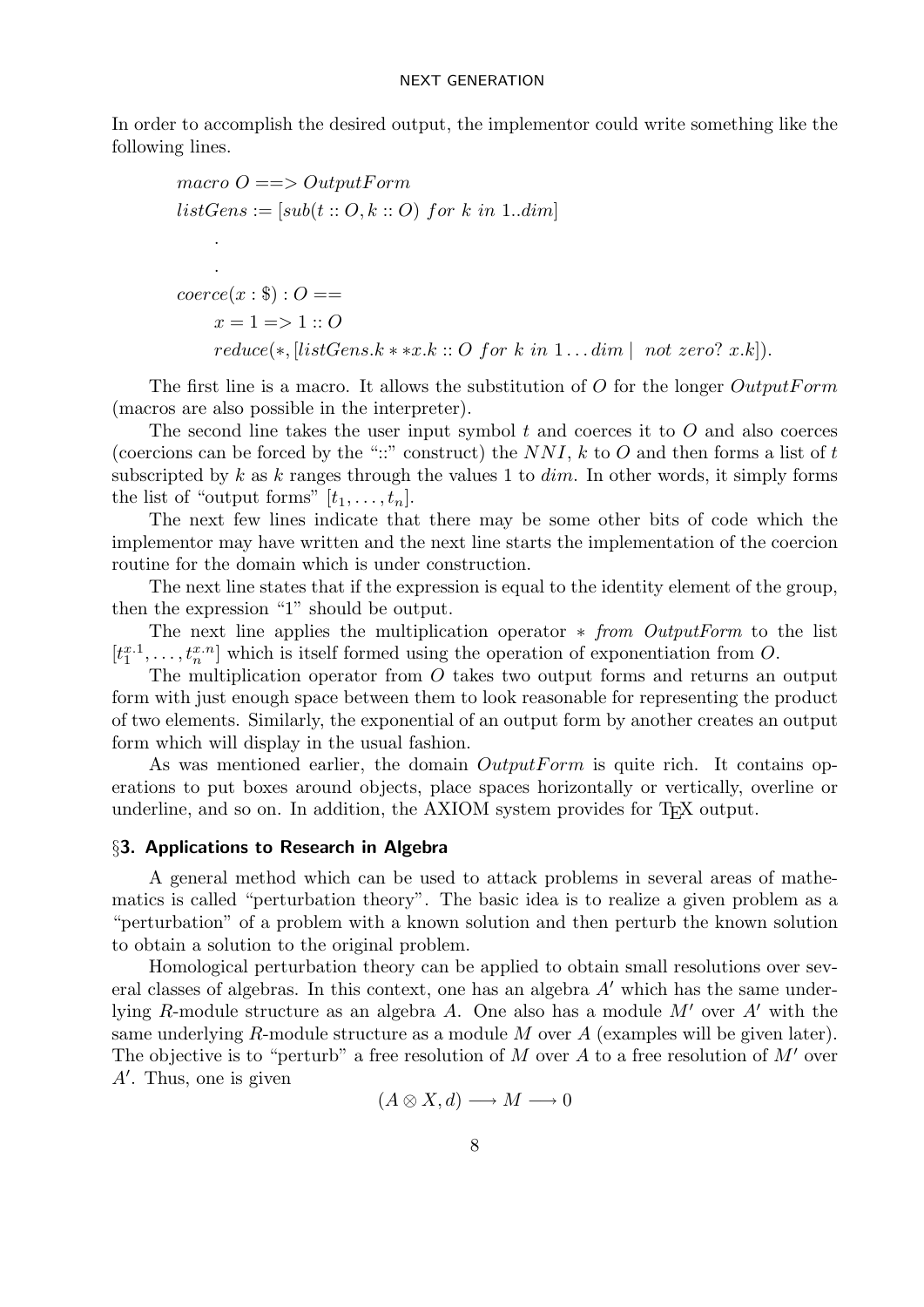In order to accomplish the desired output, the implementor could write something like the following lines.

```
macro O ==> OutputForm
listGens := [sub(t :: O, k :: O) for k in 1..dim]
      .
      .
coerce(x : $) : O ==
    x = 1 => 1 :: O
    reduce(*, [listGens.k ** x.k :: O for k in 1...dim |  not zero? x.k]).
```

The first line is a macro. It allows the substitution of $O$ for the longer *OutputForm* (macros are also possible in the interpreter).

The second line takes the user input symbol $t$ and coerces it to $O$ and also coerces (coercions can be forced by the "::" construct) the $NNI$, $k$ to $O$ and then forms a list of $t$ subscripted by $k$ as $k$ ranges through the values 1 to $dim$. In other words, it simply forms the list of "output forms" $[t_1, \ldots, t_n]$.

The next few lines indicate that there may be some other bits of code which the implementor may have written and the next line starts the implementation of the coercion routine for the domain which is under construction.

The next line states that if the expression is equal to the identity element of the group, then the expression "1" should be output.

The next line applies the multiplication operator $*$ *from OutputForm* to the list $[t_1^{x.1}, \ldots, t_n^{x.n}]$ which is itself formed using the operation of exponentiation from $O$.

The multiplication operator from $O$ takes two output forms and returns an output form with just enough space between them to look reasonable for representing the product of two elements. Similarly, the exponential of an output form by another creates an output form which will display in the usual fashion.

As was mentioned earlier, the domain *OutputForm* is quite rich. It contains operations to put boxes around objects, place spaces horizontally or vertically, overline or underline, and so on. In addition, the AXIOM system provides for TEX output.

## §3. Applications to Research in Algebra

A general method which can be used to attack problems in several areas of mathematics is called "perturbation theory". The basic idea is to realize a given problem as a "perturbation" of a problem with a known solution and then perturb the known solution to obtain a solution to the original problem.

Homological perturbation theory can be applied to obtain small resolutions over several classes of algebras. In this context, one has an algebra $A'$ which has the same underlying $R$-module structure as an algebra $A$. One also has a module $M'$ over $A'$ with the same underlying $R$-module structure as a module $M$ over $A$ (examples will be given later). The objective is to "perturb" a free resolution of $M$ over $A$ to a free resolution of $M'$ over $A'$. Thus, one is given

$$(A \otimes X, d) \longrightarrow M \longrightarrow 0$$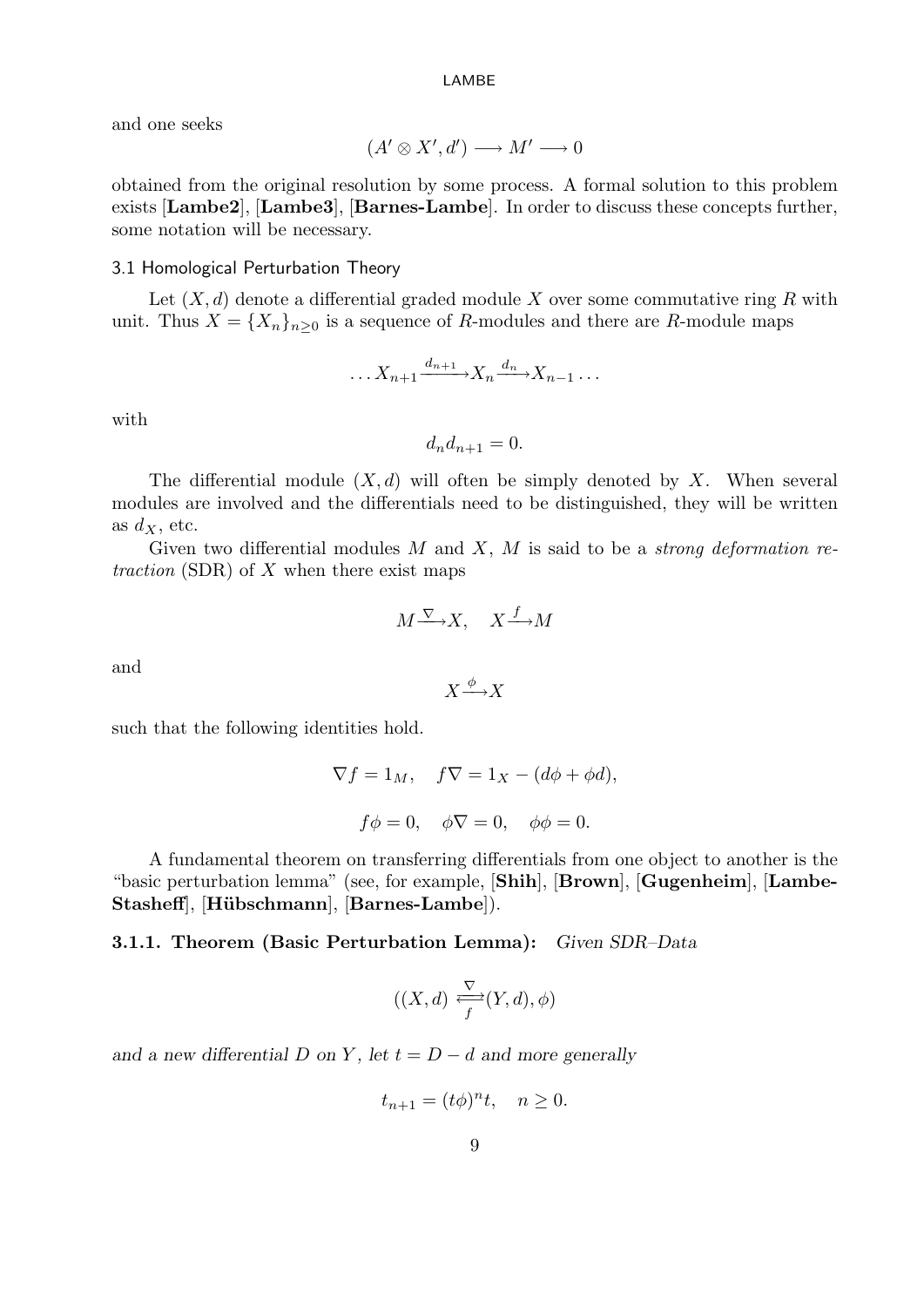and one seeks

$$(A' \otimes X', d') \longrightarrow M' \longrightarrow 0$$

obtained from the original resolution by some process. A formal solution to this problem exists [**Lambe2**], [**Lambe3**], [**Barnes-Lambe**]. In order to discuss these concepts further, some notation will be necessary.

### 3.1 Homological Perturbation Theory

Let $(X, d)$ denote a differential graded module $X$ over some commutative ring $R$ with unit. Thus $X = \{X_n\}_{n \geq 0}$ is a sequence of $R$-modules and there are $R$-module maps

$$\ldots X_{n+1} \xrightarrow{d_{n+1}} X_n \xrightarrow{d_n} X_{n-1} \ldots$$

with

$$d_n d_{n+1} = 0.$$

The differential module $(X, d)$ will often be simply denoted by $X$. When several modules are involved and the differentials need to be distinguished, they will be written as $d_X$, etc.

Given two differential modules $M$ and $X$, $M$ is said to be a *strong deformation retraction* (SDR) of $X$ when there exist maps

$$M \xrightarrow{\nabla} X, \quad X \xrightarrow{f} M$$

and

$$X \xrightarrow{\phi} X$$

such that the following identities hold.

$$\nabla f = 1_M, \quad f\nabla = 1_X - (d\phi + \phi d),$$

$$f\phi = 0, \quad \phi\nabla = 0, \quad \phi\phi = 0.$$

A fundamental theorem on transferring differentials from one object to another is the "basic perturbation lemma" (see, for example, [**Shih**], [**Brown**], [**Gugenheim**], [**Lambe-Stasheff**], [**Hübschmann**], [**Barnes-Lambe**]).

**3.1.1. Theorem (Basic Perturbation Lemma):** *Given SDR–Data*

$$((X, d) \underset{f}{\overset{\nabla}{\rightleftarrows}} (Y, d), \phi)$$

*and a new differential $D$ on $Y$, let $t = D - d$ and more generally*

$$t_{n+1} = (t\phi)^n t, \quad n \geq 0.$$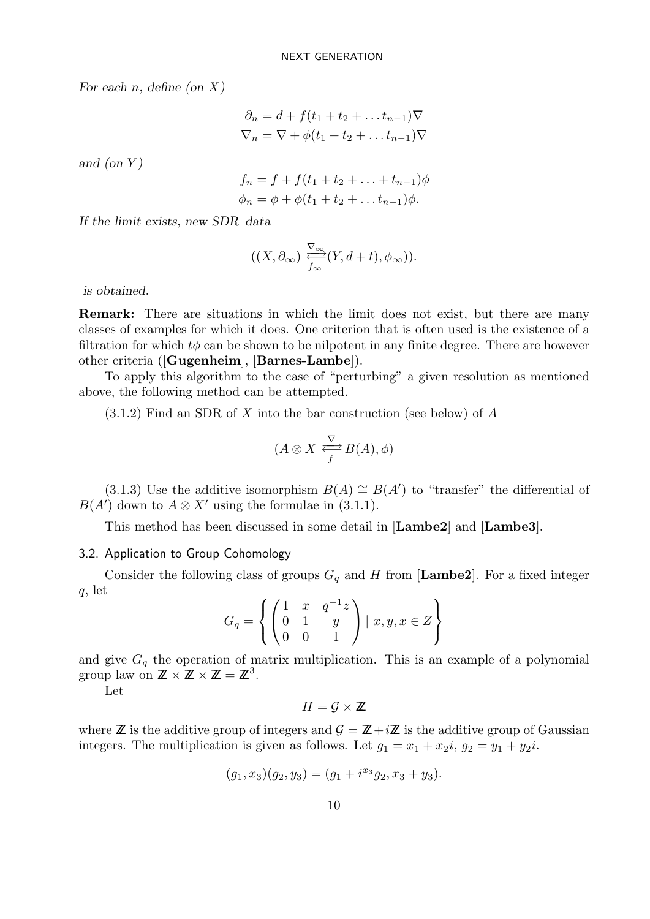*For each $n$, define (on $X$)*

$$\partial_n = d + f(t_1 + t_2 + \dots t_{n-1})\nabla$$
$$\nabla_n = \nabla + \phi(t_1 + t_2 + \dots t_{n-1})\nabla$$

*and (on $Y$)*

$$f_n = f + f(t_1 + t_2 + \dots + t_{n-1})\phi$$
$$\phi_n = \phi + \phi(t_1 + t_2 + \dots t_{n-1})\phi.$$

*If the limit exists, new SDR–data*

$$((X, \partial_\infty) \underset{f_\infty}{\overset{\nabla_\infty}{\rightleftarrows}} (Y, d+t), \phi_\infty)).$$

*is obtained.*

**Remark:** There are situations in which the limit does not exist, but there are many classes of examples for which it does. One criterion that is often used is the existence of a filtration for which $t\phi$ can be shown to be nilpotent in any finite degree. There are however other criteria ([**Gugenheim**], [**Barnes-Lambe**]).

To apply this algorithm to the case of "perturbing" a given resolution as mentioned above, the following method can be attempted.

(3.1.2) Find an SDR of $X$ into the bar construction (see below) of $A$

$$(A \otimes X \underset{f}{\overset{\nabla}{\rightleftarrows}} B(A), \phi)$$

(3.1.3) Use the additive isomorphism $B(A) \cong B(A')$ to "transfer" the differential of $B(A')$ down to $A \otimes X'$ using the formulae in (3.1.1).

This method has been discussed in some detail in [**Lambe2**] and [**Lambe3**].

### 3.2. Application to Group Cohomology

Consider the following class of groups $G_q$ and $H$ from [**Lambe2**]. For a fixed integer $q$, let

$$G_q = \left\{ \begin{pmatrix} 1 & x & q^{-1}z \\ 0 & 1 & y \\ 0 & 0 & 1 \end{pmatrix} \mid x, y, x \in Z \right\}$$

and give $G_q$ the operation of matrix multiplication. This is an example of a polynomial group law on $\mathbb{Z} \times \mathbb{Z} \times \mathbb{Z} = \mathbb{Z}^3$.

Let

$$H = \mathcal{G} \times \mathbb{Z}$$

where $\mathbb{Z}$ is the additive group of integers and $\mathcal{G} = \mathbb{Z} + i\mathbb{Z}$ is the additive group of Gaussian integers. The multiplication is given as follows. Let $g_1 = x_1 + x_2 i$, $g_2 = y_1 + y_2 i$.

$$(g_1, x_3)(g_2, y_3) = (g_1 + i^{x_3} g_2, x_3 + y_3).$$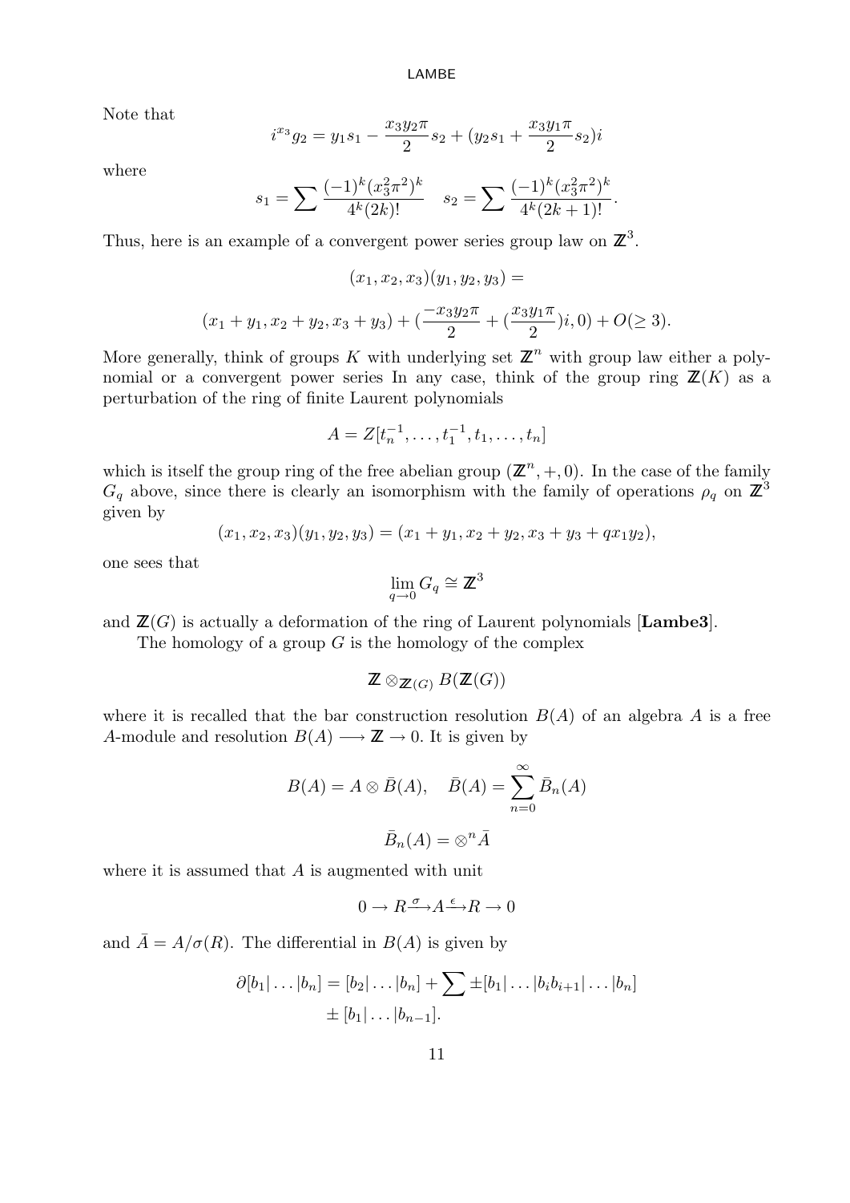Note that

$$i^{x_3} g_2 = y_1 s_1 - \frac{x_3 y_2 \pi}{2} s_2 + (y_2 s_1 + \frac{x_3 y_1 \pi}{2} s_2) i$$

where

$$s_1 = \sum \frac{(-1)^k (x_3^2 \pi^2)^k}{4^k (2k)!} \quad s_2 = \sum \frac{(-1)^k (x_3^2 \pi^2)^k}{4^k (2k+1)!}.$$

Thus, here is an example of a convergent power series group law on $\mathbb{Z}^3$.

$$(x_1, x_2, x_3)(y_1, y_2, y_3) =$$

$$(x_1 + y_1, x_2 + y_2, x_3 + y_3) + (\frac{-x_3 y_2 \pi}{2} + (\frac{x_3 y_1 \pi}{2}) i, 0) + O(\geq 3).$$

More generally, think of groups $K$ with underlying set $\mathbb{Z}^n$ with group law either a polynomial or a convergent power series In any case, think of the group ring $\mathbb{Z}(K)$ as a perturbation of the ring of finite Laurent polynomials

$$A = Z[t_n^{-1}, \ldots, t_1^{-1}, t_1, \ldots, t_n]$$

which is itself the group ring of the free abelian group $(\mathbb{Z}^n, +, 0)$. In the case of the family $G_q$ above, since there is clearly an isomorphism with the family of operations $\rho_q$ on $\mathbb{Z}^3$ given by

$$(x_1, x_2, x_3)(y_1, y_2, y_3) = (x_1 + y_1, x_2 + y_2, x_3 + y_3 + q x_1 y_2),$$

one sees that

$$\lim_{q \to 0} G_q \cong \mathbb{Z}^3$$

and $\mathbb{Z}(G)$ is actually a deformation of the ring of Laurent polynomials [**Lambe3**].

The homology of a group $G$ is the homology of the complex

$$\mathbb{Z} \otimes_{\mathbb{Z}(G)} B(\mathbb{Z}(G))$$

where it is recalled that the bar construction resolution $B(A)$ of an algebra $A$ is a free $A$-module and resolution $B(A) \longrightarrow \mathbb{Z} \to 0$. It is given by

$$B(A) = A \otimes \bar{B}(A), \quad \bar{B}(A) = \sum_{n=0}^{\infty} \bar{B}_n(A)$$

$$\bar{B}_n(A) = \otimes^n \bar{A}$$

where it is assumed that $A$ is augmented with unit

$$0 \to R \overset{\sigma}{\longrightarrow} A \overset{\epsilon}{\longrightarrow} R \to 0$$

and $\bar{A} = A/\sigma(R)$. The differential in $B(A)$ is given by

$$\partial[b_1|\ldots|b_n] = [b_2|\ldots|b_n] + \sum \pm[b_1|\ldots|b_i b_{i+1}|\ldots|b_n]$$
$$\pm [b_1|\ldots|b_{n-1}].$$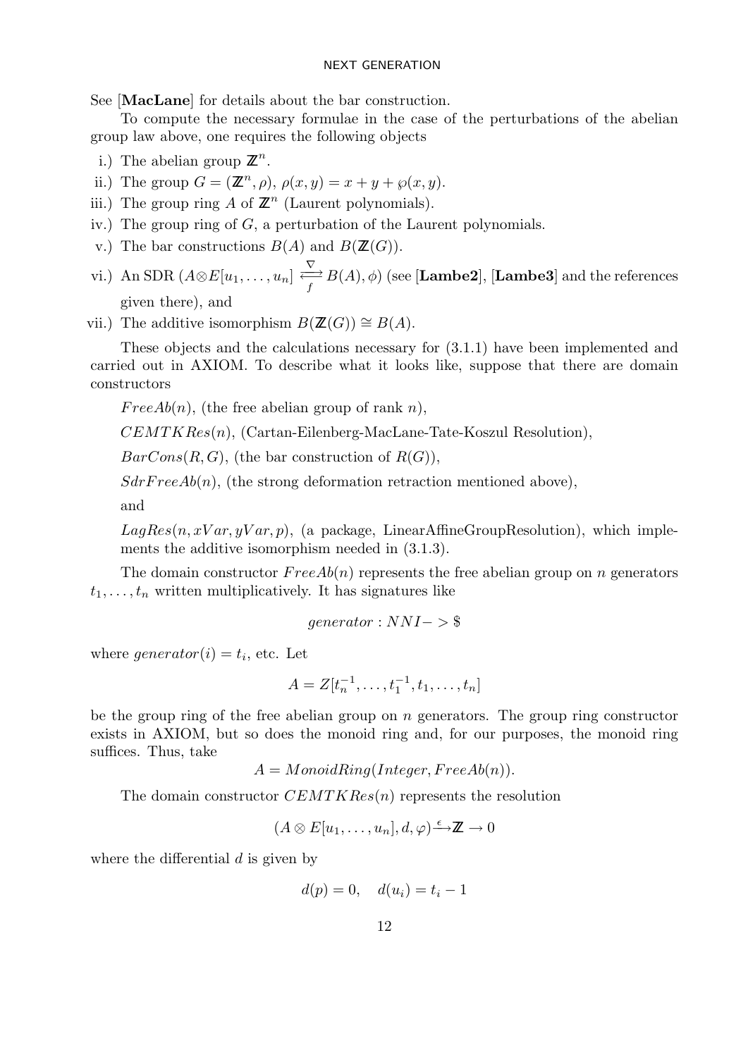See [**MacLane**] for details about the bar construction.

To compute the necessary formulae in the case of the perturbations of the abelian group law above, one requires the following objects

i.) The abelian group $\mathbb{Z}^n$.

ii.) The group $G = (\mathbb{Z}^n, \rho)$, $\rho(x, y) = x + y + \wp(x, y)$.

iii.) The group ring $A$ of $\mathbb{Z}^n$ (Laurent polynomials).

iv.) The group ring of $G$, a perturbation of the Laurent polynomials.

v.) The bar constructions $B(A)$ and $B(\mathbb{Z}(G))$.

vi.) An SDR $(A \otimes E[u_1, \ldots, u_n] \underset{f}{\overset{\nabla}{\rightleftarrows}} B(A), \phi)$ (see [**Lambe2**], [**Lambe3**] and the references given there), and

vii.) The additive isomorphism $B(\mathbb{Z}(G)) \cong B(A)$.

These objects and the calculations necessary for (3.1.1) have been implemented and carried out in AXIOM. To describe what it looks like, suppose that there are domain constructors

$FreeAb(n)$, (the free abelian group of rank $n$),

$CEMTKRes(n)$, (Cartan-Eilenberg-MacLane-Tate-Koszul Resolution),

$BarCons(R, G)$, (the bar construction of $R(G)$),

$SdrFreeAb(n)$, (the strong deformation retraction mentioned above),

and

$LagRes(n, xVar, yVar, p)$, (a package, LinearAffineGroupResolution), which implements the additive isomorphism needed in (3.1.3).

The domain constructor $FreeAb(n)$ represents the free abelian group on $n$ generators $t_1, \ldots, t_n$ written multiplicatively. It has signatures like

$$generator : NNI -> \$$$

where $generator(i) = t_i$, etc. Let

$$A = Z[t_n^{-1}, \ldots, t_1^{-1}, t_1, \ldots, t_n]$$

be the group ring of the free abelian group on $n$ generators. The group ring constructor exists in AXIOM, but so does the monoid ring and, for our purposes, the monoid ring suffices. Thus, take

$$A = MonoidRing(Integer, FreeAb(n)).$$

The domain constructor $CEMTKRes(n)$ represents the resolution

$$(A \otimes E[u_1, \ldots, u_n], d, \varphi) \overset{\epsilon}{\longrightarrow} \mathbb{Z} \to 0$$

where the differential $d$ is given by

$$d(p) = 0, \quad d(u_i) = t_i - 1$$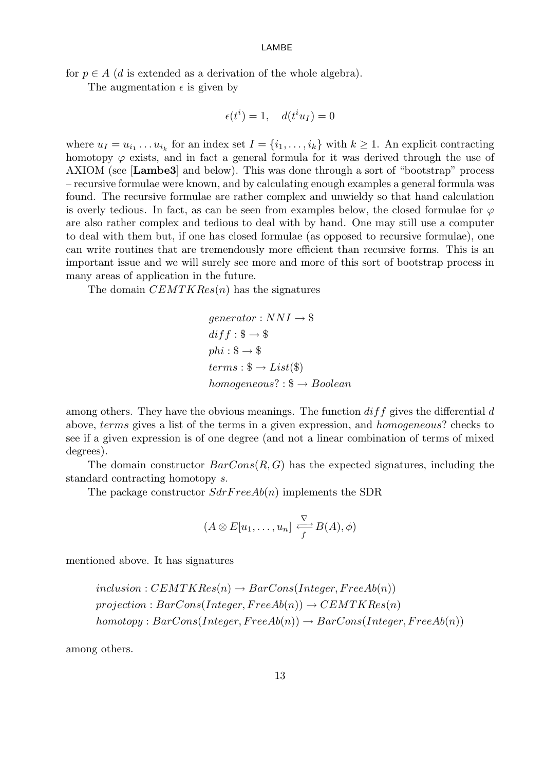for $p \in A$ ($d$ is extended as a derivation of the whole algebra).

The augmentation $\epsilon$ is given by

$$\epsilon(t^i) = 1, \quad d(t^i u_I) = 0$$

where $u_I = u_{i_1} \dots u_{i_k}$ for an index set $I = \{i_1, \dots, i_k\}$ with $k \geq 1$. An explicit contracting homotopy $\varphi$ exists, and in fact a general formula for it was derived through the use of AXIOM (see [**Lambe3**] and below). This was done through a sort of "bootstrap" process – recursive formulae were known, and by calculating enough examples a general formula was found. The recursive formulae are rather complex and unwieldy so that hand calculation is overly tedious. In fact, as can be seen from examples below, the closed formulae for $\varphi$ are also rather complex and tedious to deal with by hand. One may still use a computer to deal with them but, if one has closed formulae (as opposed to recursive formulae), one can write routines that are tremendously more efficient than recursive forms. This is an important issue and we will surely see more and more of this sort of bootstrap process in many areas of application in the future.

The domain $CEMTKRes(n)$ has the signatures

$$\begin{aligned}
&generator : NNI \to \$ \\
&diff : \$ \to \$ \\
&phi : \$ \to \$ \\
&terms : \$ \to List(\$) \\
&homogeneous? : \$ \to Boolean
\end{aligned}$$

among others. They have the obvious meanings. The function $diff$ gives the differential $d$ above, *terms* gives a list of the terms in a given expression, and *homogeneous*? checks to see if a given expression is of one degree (and not a linear combination of terms of mixed degrees).

The domain constructor $BarCons(R, G)$ has the expected signatures, including the standard contracting homotopy $s$.

The package constructor $SdrFreeAb(n)$ implements the SDR

$$(A \otimes E[u_1, \dots, u_n] \underset{f}{\overset{\nabla}{\rightleftarrows}} B(A), \phi)$$

mentioned above. It has signatures

$$\begin{aligned}
&inclusion : CEMTKRes(n) \to BarCons(Integer, FreeAb(n)) \\
&projection : BarCons(Integer, FreeAb(n)) \to CEMTKRes(n) \\
&homotopy : BarCons(Integer, FreeAb(n)) \to BarCons(Integer, FreeAb(n))
\end{aligned}$$

among others.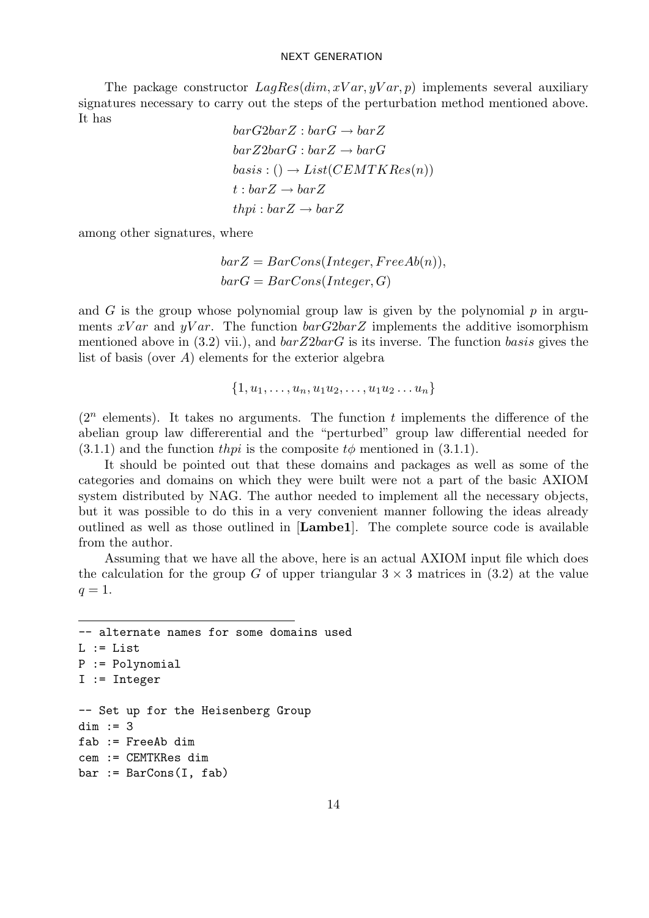The package constructor $LagRes(dim, xVar, yVar, p)$ implements several auxiliary signatures necessary to carry out the steps of the perturbation method mentioned above. It has

$$
\begin{aligned}
&barG2barZ : barG \to barZ \\
&barZ2barG : barZ \to barG \\
&basis : () \to List(CEMTKRes(n)) \\
&t : barZ \to barZ \\
&thpi : barZ \to barZ
\end{aligned}
$$

among other signatures, where

$$
\begin{aligned}
barZ &= BarCons(Integer, FreeAb(n)), \\
barG &= BarCons(Integer, G)
\end{aligned}
$$

and $G$ is the group whose polynomial group law is given by the polynomial $p$ in arguments $xVar$ and $yVar$. The function $barG2barZ$ implements the additive isomorphism mentioned above in (3.2) vii.), and $barZ2barG$ is its inverse. The function $basis$ gives the list of basis (over $A$) elements for the exterior algebra

$$\{1, u_1, \ldots, u_n, u_1u_2, \ldots, u_1u_2 \ldots u_n\}$$

($2^n$ elements). It takes no arguments. The function $t$ implements the difference of the abelian group law differerential and the "perturbed" group law differential needed for (3.1.1) and the function $thpi$ is the composite $t\phi$ mentioned in (3.1.1).

It should be pointed out that these domains and packages as well as some of the categories and domains on which they were built were not a part of the basic AXIOM system distributed by NAG. The author needed to implement all the necessary objects, but it was possible to do this in a very convenient manner following the ideas already outlined as well as those outlined in [**Lambe1**]. The complete source code is available from the author.

Assuming that we have all the above, here is an actual AXIOM input file which does the calculation for the group $G$ of upper triangular $3 \times 3$ matrices in (3.2) at the value $q = 1$.

```
-- alternate names for some domains used
L := List
P := Polynomial
I := Integer

-- Set up for the Heisenberg Group
dim := 3
fab := FreeAb dim
cem := CEMTKRes dim
bar := BarCons(I, fab)
```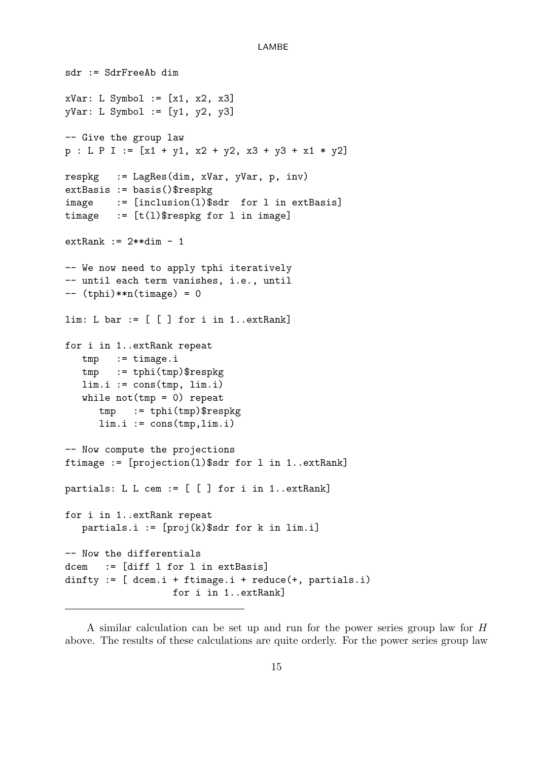```
sdr := SdrFreeAb dim

xVar: L Symbol := [x1, x2, x3]
yVar: L Symbol := [y1, y2, y3]

-- Give the group law
p : L P I := [x1 + y1, x2 + y2, x3 + y3 + x1 * y2]

respkg   := LagRes(dim, xVar, yVar, p, inv)
extBasis := basis()$respkg
image    := [inclusion(l)$sdr  for l in extBasis]
timage   := [t(l)$respkg for l in image]

extRank := 2**dim - 1

-- We now need to apply tphi iteratively
-- until each term vanishes, i.e., until
-- (tphi)**n(timage) = 0

lim: L bar := [ [ ] for i in 1..extRank]

for i in 1..extRank repeat
   tmp   := timage.i
   tmp   := tphi(tmp)$respkg
   lim.i := cons(tmp, lim.i)
   while not(tmp = 0) repeat
      tmp   := tphi(tmp)$respkg
      lim.i := cons(tmp,lim.i)

-- Now compute the projections
ftimage := [projection(l)$sdr for l in 1..extRank]

partials: L L cem := [ [ ] for i in 1..extRank]

for i in 1..extRank repeat
   partials.i := [proj(k)$sdr for k in lim.i]

-- Now the differentials
dcem   := [diff l for l in extBasis]
dinfty := [ dcem.i + ftimage.i + reduce(+, partials.i)
                  for i in 1..extRank]
```

---

A similar calculation can be set up and run for the power series group law for $H$ above. The results of these calculations are quite orderly. For the power series group law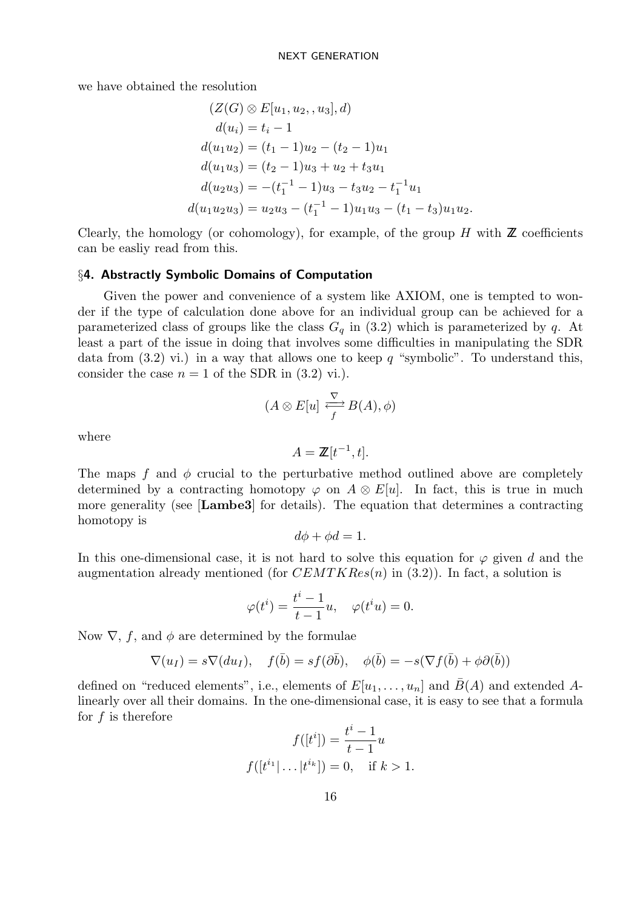we have obtained the resolution

$$
\begin{aligned}
&(Z(G) \otimes E[u_1, u_2, , u_3], d) \\
&d(u_i) = t_i - 1 \\
&d(u_1 u_2) = (t_1 - 1)u_2 - (t_2 - 1)u_1 \\
&d(u_1 u_3) = (t_2 - 1)u_3 + u_2 + t_3 u_1 \\
&d(u_2 u_3) = -(t_1^{-1} - 1)u_3 - t_3 u_2 - t_1^{-1} u_1 \\
&d(u_1 u_2 u_3) = u_2 u_3 - (t_1^{-1} - 1)u_1 u_3 - (t_1 - t_3)u_1 u_2.
\end{aligned}
$$

Clearly, the homology (or cohomology), for example, of the group $H$ with $\mathbb{Z}$ coefficients can be easliy read from this.

## §4. Abstractly Symbolic Domains of Computation

Given the power and convenience of a system like AXIOM, one is tempted to wonder if the type of calculation done above for an individual group can be achieved for a parameterized class of groups like the class $G_q$ in (3.2) which is parameterized by $q$. At least a part of the issue in doing that involves some difficulties in manipulating the SDR data from (3.2) vi.) in a way that allows one to keep $q$ "symbolic". To understand this, consider the case $n = 1$ of the SDR in (3.2) vi.).

$$
(A \otimes E[u] \underset{f}{\overset{\nabla}{\rightleftarrows}} B(A), \phi)
$$

where

$$
A = \mathbb{Z}[t^{-1}, t].
$$

The maps $f$ and $\phi$ crucial to the perturbative method outlined above are completely determined by a contracting homotopy $\varphi$ on $A \otimes E[u]$. In fact, this is true in much more generality (see [**Lambe3**] for details). The equation that determines a contracting homotopy is

$$
d\phi + \phi d = 1.
$$

In this one-dimensional case, it is not hard to solve this equation for $\varphi$ given $d$ and the augmentation already mentioned (for $CEMTKRes(n)$ in (3.2)). In fact, a solution is

$$
\varphi(t^i) = \frac{t^i - 1}{t - 1} u, \quad \varphi(t^i u) = 0.
$$

Now $\nabla$, $f$, and $\phi$ are determined by the formulae

$$
\nabla(u_I) = s\nabla(du_I), \quad f(\bar{b}) = sf(\partial \bar{b}), \quad \phi(\bar{b}) = -s(\nabla f(\bar{b}) + \phi\partial(\bar{b}))
$$

defined on "reduced elements", i.e., elements of $E[u_1, \ldots, u_n]$ and $\bar{B}(A)$ and extended $A$-linearly over all their domains. In the one-dimensional case, it is easy to see that a formula for $f$ is therefore

$$
\begin{aligned}
f([t^i]) &= \frac{t^i - 1}{t - 1} u \\
f([t^{i_1} | \ldots | t^{i_k}]) &= 0, \quad \text{if } k > 1.
\end{aligned}
$$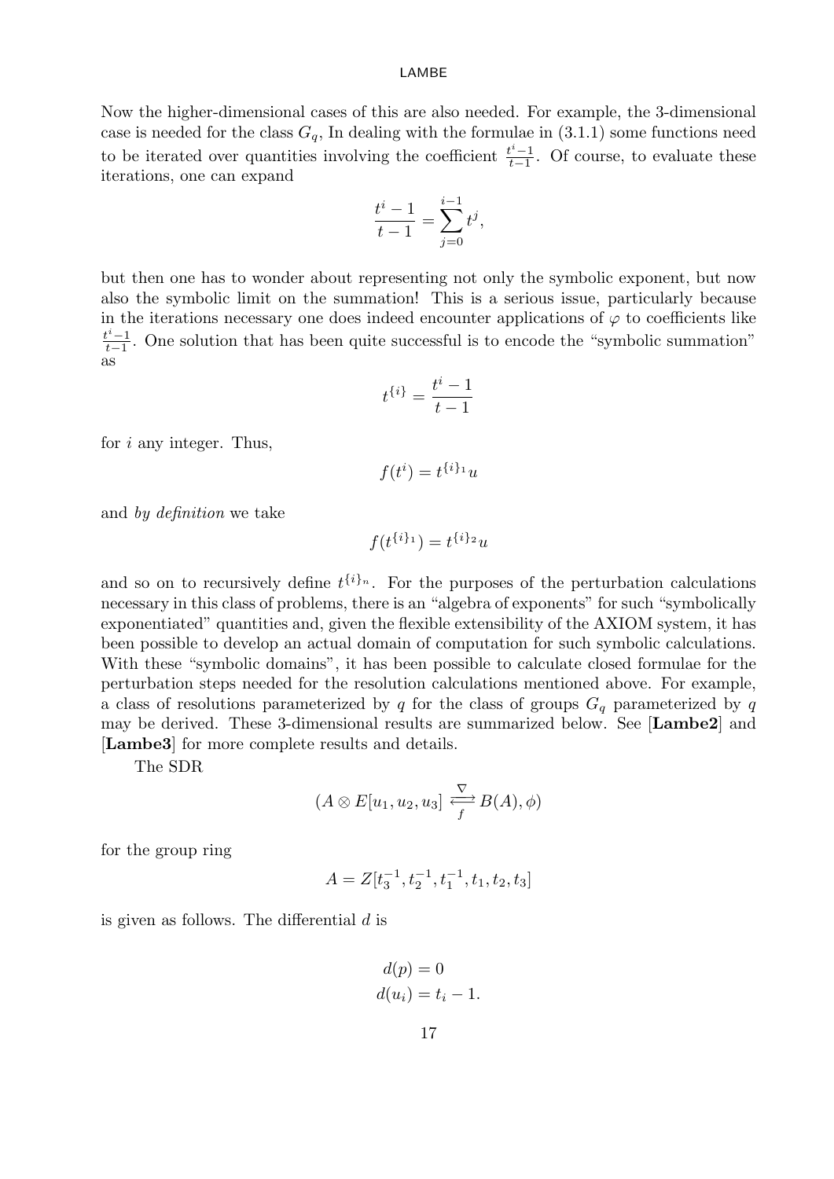Now the higher-dimensional cases of this are also needed. For example, the 3-dimensional case is needed for the class $G_q$, In dealing with the formulae in (3.1.1) some functions need to be iterated over quantities involving the coefficient $\frac{t^i-1}{t-1}$. Of course, to evaluate these iterations, one can expand

$$\frac{t^i - 1}{t-1} = \sum_{j=0}^{i-1} t^j,$$

but then one has to wonder about representing not only the symbolic exponent, but now also the symbolic limit on the summation! This is a serious issue, particularly because in the iterations necessary one does indeed encounter applications of $\varphi$ to coefficients like $\frac{t^i-1}{t-1}$. One solution that has been quite successful is to encode the "symbolic summation" as

$$t^{\{i\}} = \frac{t^i - 1}{t-1}$$

for $i$ any integer. Thus,

$$f(t^i) = t^{\{i\}_1} u$$

and *by definition* we take

$$f(t^{\{i\}_1}) = t^{\{i\}_2} u$$

and so on to recursively define $t^{\{i\}_n}$. For the purposes of the perturbation calculations necessary in this class of problems, there is an "algebra of exponents" for such "symbolically exponentiated" quantities and, given the flexible extensibility of the AXIOM system, it has been possible to develop an actual domain of computation for such symbolic calculations. With these "symbolic domains", it has been possible to calculate closed formulae for the perturbation steps needed for the resolution calculations mentioned above. For example, a class of resolutions parameterized by $q$ for the class of groups $G_q$ parameterized by $q$ may be derived. These 3-dimensional results are summarized below. See [**Lambe2**] and [**Lambe3**] for more complete results and details.

The SDR

$$(A \otimes E[u_1, u_2, u_3] \overset{\nabla}{\underset{f}{\rightleftarrows}} B(A), \phi)$$

for the group ring

$$A = Z[t_3^{-1}, t_2^{-1}, t_1^{-1}, t_1, t_2, t_3]$$

is given as follows. The differential $d$ is

$$\begin{aligned} d(p) &= 0 \\ d(u_i) &= t_i - 1. \end{aligned}$$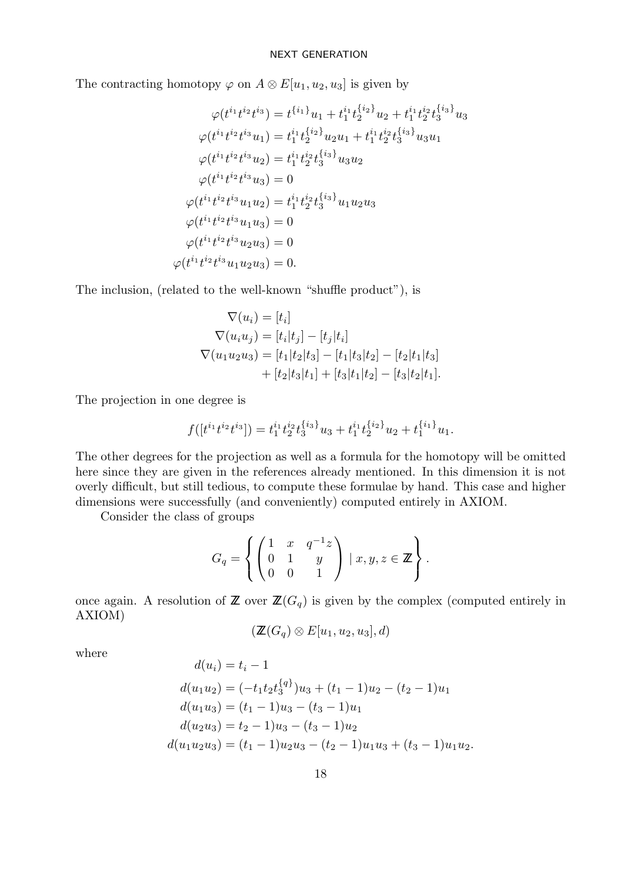The contracting homotopy $\varphi$ on $A \otimes E[u_1, u_2, u_3]$ is given by

$$
\begin{aligned}
\varphi(t^{i_1}t^{i_2}t^{i_3}) &= t^{\{i_1\}}u_1 + t_1^{i_1}t_2^{\{i_2\}}u_2 + t_1^{i_1}t_2^{i_2}t_3^{\{i_3\}}u_3 \\
\varphi(t^{i_1}t^{i_2}t^{i_3}u_1) &= t_1^{i_1}t_2^{\{i_2\}}u_2u_1 + t_1^{i_1}t_2^{i_2}t_3^{\{i_3\}}u_3u_1 \\
\varphi(t^{i_1}t^{i_2}t^{i_3}u_2) &= t_1^{i_1}t_2^{i_2}t_3^{\{i_3\}}u_3u_2 \\
\varphi(t^{i_1}t^{i_2}t^{i_3}u_3) &= 0 \\
\varphi(t^{i_1}t^{i_2}t^{i_3}u_1u_2) &= t_1^{i_1}t_2^{i_2}t_3^{\{i_3\}}u_1u_2u_3 \\
\varphi(t^{i_1}t^{i_2}t^{i_3}u_1u_3) &= 0 \\
\varphi(t^{i_1}t^{i_2}t^{i_3}u_2u_3) &= 0 \\
\varphi(t^{i_1}t^{i_2}t^{i_3}u_1u_2u_3) &= 0.
\end{aligned}
$$

The inclusion, (related to the well-known "shuffle product"), is

$$
\begin{aligned}
\nabla(u_i) &= [t_i] \\
\nabla(u_iu_j) &= [t_i|t_j] - [t_j|t_i] \\
\nabla(u_1u_2u_3) &= [t_1|t_2|t_3] - [t_1|t_3|t_2] - [t_2|t_1|t_3] \\
&\quad + [t_2|t_3|t_1] + [t_3|t_1|t_2] - [t_3|t_2|t_1].
\end{aligned}
$$

The projection in one degree is

$$
f([t^{i_1}t^{i_2}t^{i_3}]) = t_1^{i_1}t_2^{i_2}t_3^{\{i_3\}}u_3 + t_1^{i_1}t_2^{\{i_2\}}u_2 + t_1^{\{i_1\}}u_1.
$$

The other degrees for the projection as well as a formula for the homotopy will be omitted here since they are given in the references already mentioned. In this dimension it is not overly difficult, but still tedious, to compute these formulae by hand. This case and higher dimensions were successfully (and conveniently) computed entirely in AXIOM.

Consider the class of groups

$$
G_q = \left\{ \begin{pmatrix} 1 & x & q^{-1}z \\ 0 & 1 & y \\ 0 & 0 & 1 \end{pmatrix} \mid x, y, z \in \mathbb{Z} \right\}.
$$

once again. A resolution of $\mathbb{Z}$ over $\mathbb{Z}(G_q)$ is given by the complex (computed entirely in AXIOM)

$$
(\mathbb{Z}(G_q) \otimes E[u_1, u_2, u_3], d)
$$

where

$$
\begin{aligned}
d(u_i) &= t_i - 1 \\
d(u_1u_2) &= (-t_1t_2t_3^{\{q\}})u_3 + (t_1 - 1)u_2 - (t_2 - 1)u_1 \\
d(u_1u_3) &= (t_1 - 1)u_3 - (t_3 - 1)u_1 \\
d(u_2u_3) &= t_2 - 1)u_3 - (t_3 - 1)u_2 \\
d(u_1u_2u_3) &= (t_1 - 1)u_2u_3 - (t_2 - 1)u_1u_3 + (t_3 - 1)u_1u_2.
\end{aligned}
$$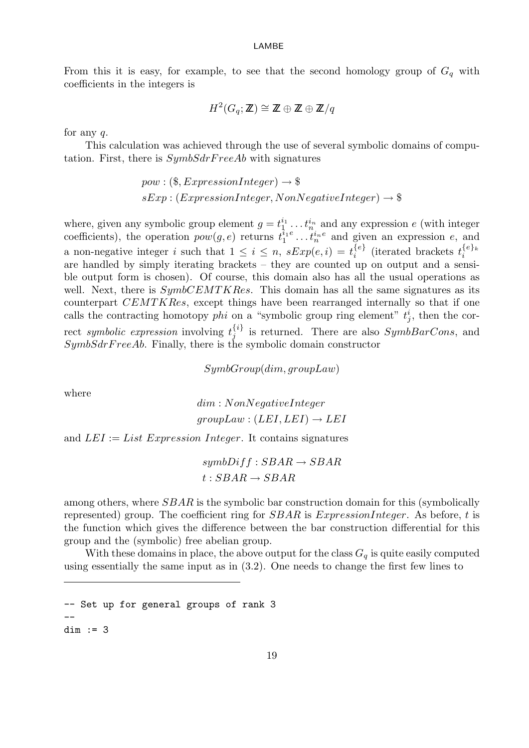From this it is easy, for example, to see that the second homology group of $G_q$ with coefficients in the integers is

$$H^2(G_q; \mathbb{Z}) \cong \mathbb{Z} \oplus \mathbb{Z} \oplus \mathbb{Z}/q$$

for any $q$.

This calculation was achieved through the use of several symbolic domains of computation. First, there is *SymbSdrFreeAb* with signatures

$$\begin{aligned} &pow : (\$, ExpressionInteger) \to \$ \\ &sExp : (ExpressionInteger, NonNegativeInteger) \to \$ \end{aligned}$$

where, given any symbolic group element $g = t_1^{i_1} \ldots t_n^{i_n}$ and any expression $e$ (with integer coefficients), the operation $pow(g, e)$ returns $t_1^{i_1 e} \ldots t_n^{i_n e}$ and given an expression $e$, and a non-negative integer $i$ such that $1 \leq i \leq n$, $sExp(e, i) = t_i^{\{e\}}$ (iterated brackets $t_i^{\{e\}_k}$ are handled by simply iterating brackets – they are counted up on output and a sensible output form is chosen). Of course, this domain also has all the usual operations as well. Next, there is *SymbCEMTKRes*. This domain has all the same signatures as its counterpart *CEMTKRes*, except things have been rearranged internally so that if one calls the contracting homotopy *phi* on a "symbolic group ring element" $t_j^i$, then the correct *symbolic expression* involving $t_j^{\{i\}}$ is returned. There are also *SymbBarCons*, and *SymbSdrFreeAb*. Finally, there is the symbolic domain constructor

$$SymbGroup(dim, groupLaw)$$

where

$$\begin{aligned} &dim : NonNegativeInteger \\ &groupLaw : (LEI, LEI) \to LEI \end{aligned}$$

and $LEI := List\ Expression\ Integer$. It contains signatures

$$\begin{aligned} &symbDiff : SBAR \to SBAR \\ &t : SBAR \to SBAR \end{aligned}$$

among others, where $SBAR$ is the symbolic bar construction domain for this (symbolically represented) group. The coefficient ring for $SBAR$ is *ExpressionInteger*. As before, $t$ is the function which gives the difference between the bar construction differential for this group and the (symbolic) free abelian group.

With these domains in place, the above output for the class $G_q$ is quite easily computed using essentially the same input as in (3.2). One needs to change the first few lines to

```
-- Set up for general groups of rank 3
--
dim := 3
```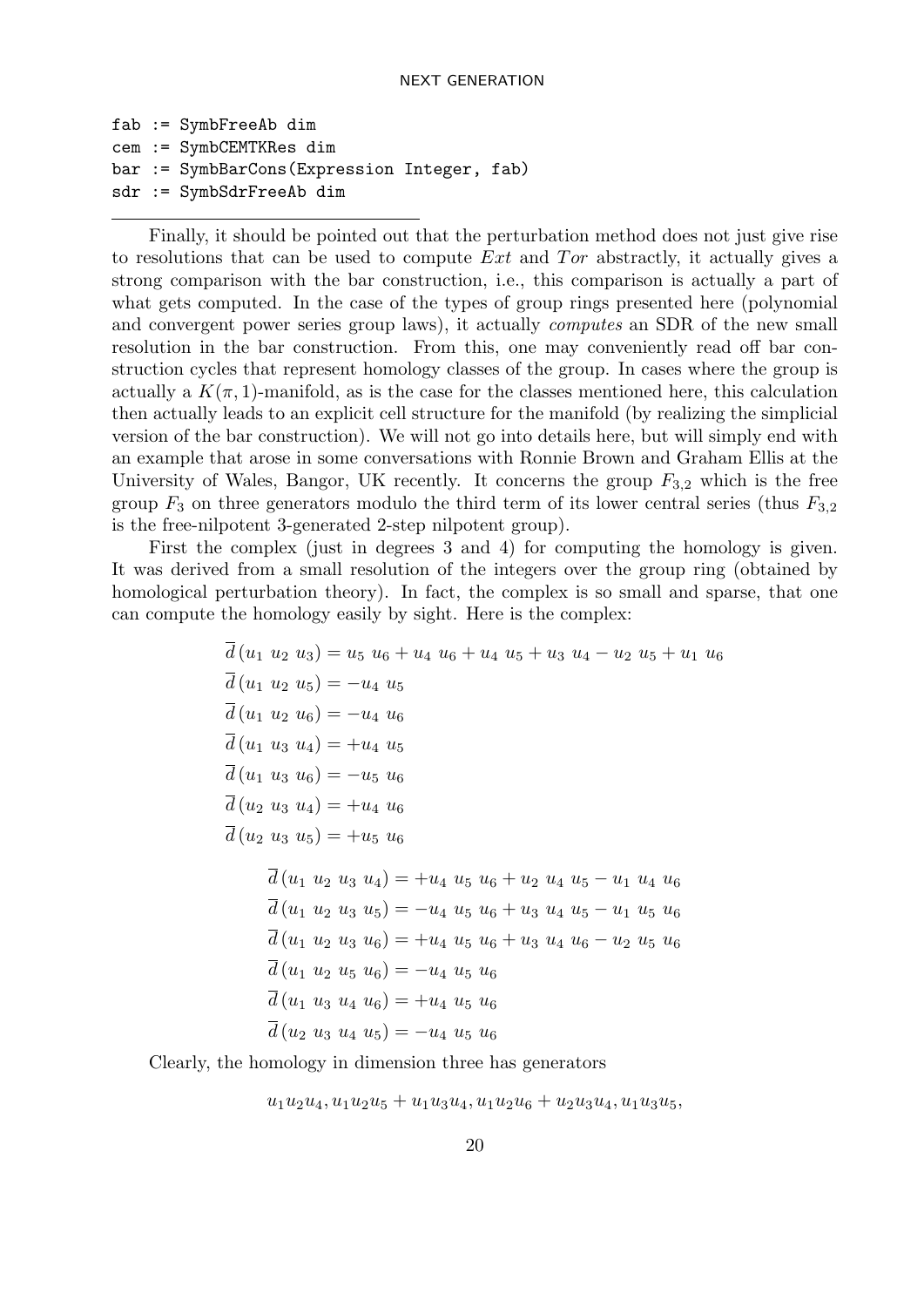```
fab := SymbFreeAb dim
cem := SymbCEMTKRes dim
bar := SymbBarCons(Expression Integer, fab)
sdr := SymbSdrFreeAb dim
```

Finally, it should be pointed out that the perturbation method does not just give rise to resolutions that can be used to compute $Ext$ and $Tor$ abstractly, it actually gives a strong comparison with the bar construction, i.e., this comparison is actually a part of what gets computed. In the case of the types of group rings presented here (polynomial and convergent power series group laws), it actually *computes* an SDR of the new small resolution in the bar construction. From this, one may conveniently read off bar construction cycles that represent homology classes of the group. In cases where the group is actually a $K(\pi, 1)$-manifold, as is the case for the classes mentioned here, this calculation then actually leads to an explicit cell structure for the manifold (by realizing the simplicial version of the bar construction). We will not go into details here, but will simply end with an example that arose in some conversations with Ronnie Brown and Graham Ellis at the University of Wales, Bangor, UK recently. It concerns the group $F_{3,2}$ which is the free group $F_3$ on three generators modulo the third term of its lower central series (thus $F_{3,2}$ is the free-nilpotent 3-generated 2-step nilpotent group).

First the complex (just in degrees 3 and 4) for computing the homology is given. It was derived from a small resolution of the integers over the group ring (obtained by homological perturbation theory). In fact, the complex is so small and sparse, that one can compute the homology easily by sight. Here is the complex:

$$
\begin{aligned}
\overline{d}\,(u_1\ u_2\ u_3) &= u_5\ u_6 + u_4\ u_6 + u_4\ u_5 + u_3\ u_4 - u_2\ u_5 + u_1\ u_6 \\
\overline{d}\,(u_1\ u_2\ u_5) &= -u_4\ u_5 \\
\overline{d}\,(u_1\ u_2\ u_6) &= -u_4\ u_6 \\
\overline{d}\,(u_1\ u_3\ u_4) &= +u_4\ u_5 \\
\overline{d}\,(u_1\ u_3\ u_6) &= -u_5\ u_6 \\
\overline{d}\,(u_2\ u_3\ u_4) &= +u_4\ u_6 \\
\overline{d}\,(u_2\ u_3\ u_5) &= +u_5\ u_6
\end{aligned}
$$

$$
\begin{aligned}
\overline{d}\,(u_1\ u_2\ u_3\ u_4) &= +u_4\ u_5\ u_6 + u_2\ u_4\ u_5 - u_1\ u_4\ u_6 \\
\overline{d}\,(u_1\ u_2\ u_3\ u_5) &= -u_4\ u_5\ u_6 + u_3\ u_4\ u_5 - u_1\ u_5\ u_6 \\
\overline{d}\,(u_1\ u_2\ u_3\ u_6) &= +u_4\ u_5\ u_6 + u_3\ u_4\ u_6 - u_2\ u_5\ u_6 \\
\overline{d}\,(u_1\ u_2\ u_5\ u_6) &= -u_4\ u_5\ u_6 \\
\overline{d}\,(u_1\ u_3\ u_4\ u_6) &= +u_4\ u_5\ u_6 \\
\overline{d}\,(u_2\ u_3\ u_4\ u_5) &= -u_4\ u_5\ u_6
\end{aligned}
$$

Clearly, the homology in dimension three has generators

$$u_1 u_2 u_4, u_1 u_2 u_5 + u_1 u_3 u_4, u_1 u_2 u_6 + u_2 u_3 u_4, u_1 u_3 u_5,$$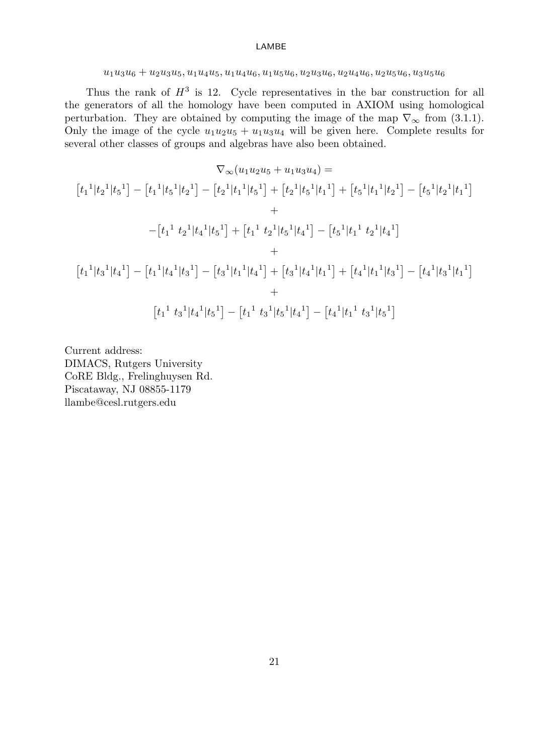$$u_1u_3u_6 + u_2u_3u_5, u_1u_4u_5, u_1u_4u_6, u_1u_5u_6, u_2u_3u_6, u_2u_4u_6, u_2u_5u_6, u_3u_5u_6$$

Thus the rank of $H^3$ is 12. Cycle representatives in the bar construction for all the generators of all the homology have been computed in AXIOM using homological perturbation. They are obtained by computing the image of the map $\nabla_\infty$ from (3.1.1). Only the image of the cycle $u_1u_2u_5 + u_1u_3u_4$ will be given here. Complete results for several other classes of groups and algebras have also been obtained.

$$\nabla_\infty(u_1u_2u_5 + u_1u_3u_4) =$$

$$\left[{t_1}^1|{t_2}^1|{t_5}^1\right] - \left[{t_1}^1|{t_5}^1|{t_2}^1\right] - \left[{t_2}^1|{t_1}^1|{t_5}^1\right] + \left[{t_2}^1|{t_5}^1|{t_1}^1\right] + \left[{t_5}^1|{t_1}^1|{t_2}^1\right] - \left[{t_5}^1|{t_2}^1|{t_1}^1\right]$$

$$+$$

$$-\left[{t_1}^1\ {t_2}^1|{t_4}^1|{t_5}^1\right] + \left[{t_1}^1\ {t_2}^1|{t_5}^1|{t_4}^1\right] - \left[{t_5}^1|{t_1}^1\ {t_2}^1|{t_4}^1\right]$$

$$+$$

$$\left[{t_1}^1|{t_3}^1|{t_4}^1\right] - \left[{t_1}^1|{t_4}^1|{t_3}^1\right] - \left[{t_3}^1|{t_1}^1|{t_4}^1\right] + \left[{t_3}^1|{t_4}^1|{t_1}^1\right] + \left[{t_4}^1|{t_1}^1|{t_3}^1\right] - \left[{t_4}^1|{t_3}^1|{t_1}^1\right]$$

$$+$$

$$\left[{t_1}^1\ {t_3}^1|{t_4}^1|{t_5}^1\right] - \left[{t_1}^1\ {t_3}^1|{t_5}^1|{t_4}^1\right] - \left[{t_4}^1|{t_1}^1\ {t_3}^1|{t_5}^1\right]$$

Current address:
DIMACS, Rutgers University
CoRE Bldg., Frelinghuysen Rd.
Piscataway, NJ 08855-1179
llambe@cesl.rutgers.edu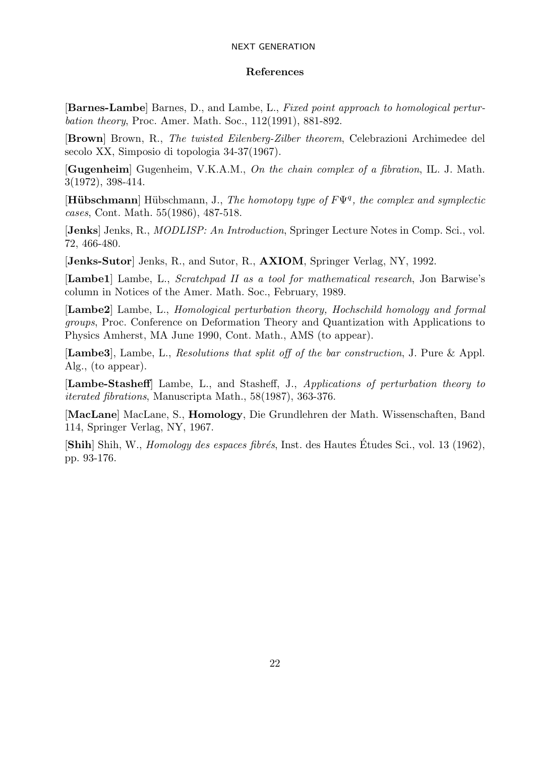## References

[**Barnes-Lambe**] Barnes, D., and Lambe, L., *Fixed point approach to homological perturbation theory*, Proc. Amer. Math. Soc., 112(1991), 881-892.

[**Brown**] Brown, R., *The twisted Eilenberg-Zilber theorem*, Celebrazioni Archimedee del secolo XX, Simposio di topologia 34-37(1967).

[**Gugenheim**] Gugenheim, V.K.A.M., *On the chain complex of a fibration*, IL. J. Math. 3(1972), 398-414.

[**Hübschmann**] Hübschmann, J., *The homotopy type of $F\Psi^q$, the complex and symplectic cases*, Cont. Math. 55(1986), 487-518.

[**Jenks**] Jenks, R., *MODLISP: An Introduction*, Springer Lecture Notes in Comp. Sci., vol. 72, 466-480.

[**Jenks-Sutor**] Jenks, R., and Sutor, R., **AXIOM**, Springer Verlag, NY, 1992.

[**Lambe1**] Lambe, L., *Scratchpad II as a tool for mathematical research*, Jon Barwise's column in Notices of the Amer. Math. Soc., February, 1989.

[**Lambe2**] Lambe, L., *Homological perturbation theory, Hochschild homology and formal groups*, Proc. Conference on Deformation Theory and Quantization with Applications to Physics Amherst, MA June 1990, Cont. Math., AMS (to appear).

[**Lambe3**], Lambe, L., *Resolutions that split off of the bar construction*, J. Pure & Appl. Alg., (to appear).

[**Lambe-Stasheff**] Lambe, L., and Stasheff, J., *Applications of perturbation theory to iterated fibrations*, Manuscripta Math., 58(1987), 363-376.

[**MacLane**] MacLane, S., **Homology**, Die Grundlehren der Math. Wissenschaften, Band 114, Springer Verlag, NY, 1967.

[**Shih**] Shih, W., *Homology des espaces fibrés*, Inst. des Hautes Études Sci., vol. 13 (1962), pp. 93-176.